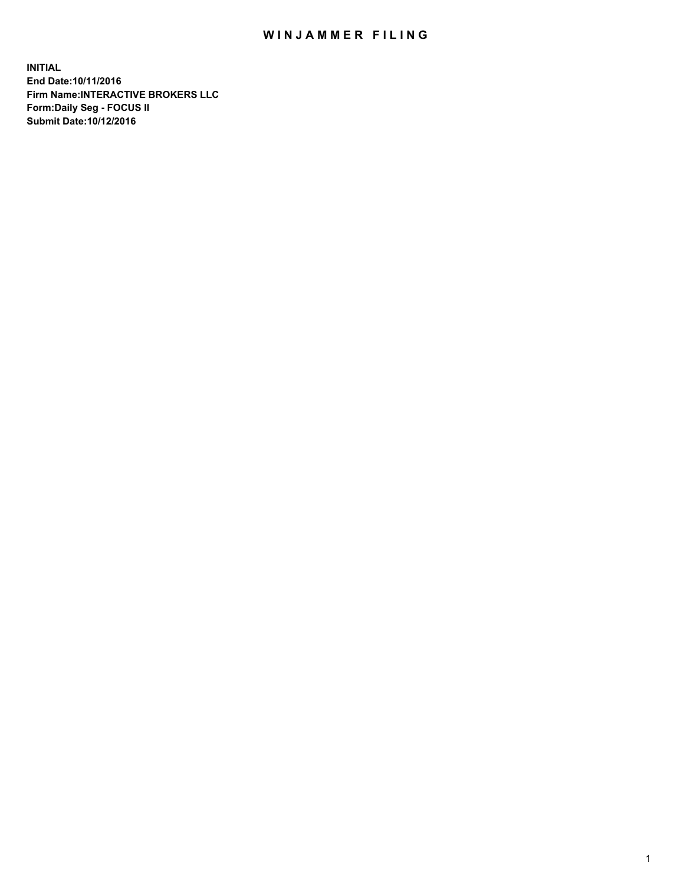# WINJAMMER FILING

**INITIAL**
**End Date:10/11/2016**
**Firm Name:INTERACTIVE BROKERS LLC**
**Form:Daily Seg - FOCUS II**
**Submit Date:10/12/2016**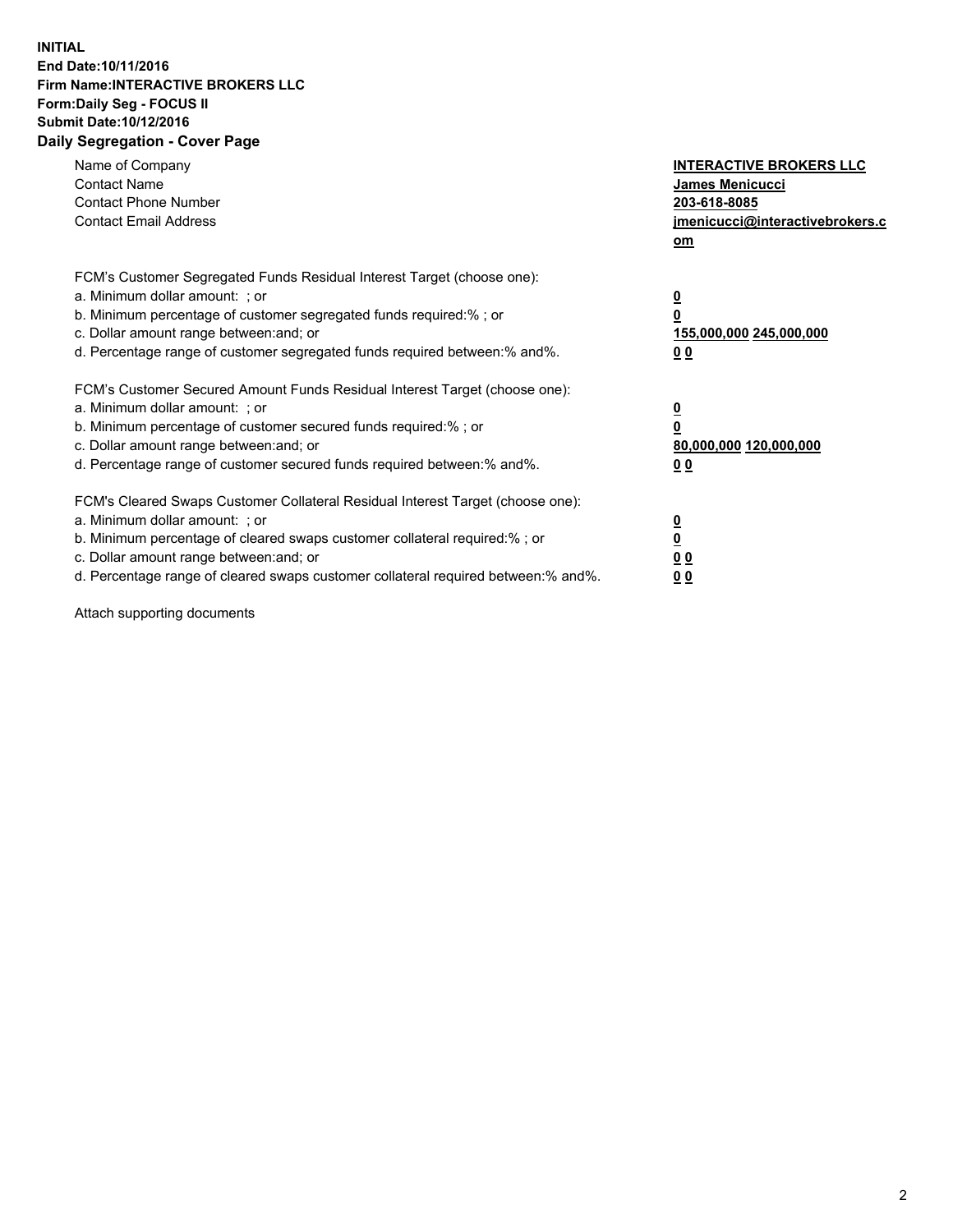**INITIAL**
**End Date:10/11/2016**
**Firm Name:INTERACTIVE BROKERS LLC**
**Form:Daily Seg - FOCUS II**
**Submit Date:10/12/2016**
**Daily Segregation - Cover Page**

| | |
|---|---|
| Name of Company | **INTERACTIVE BROKERS LLC** |
| Contact Name | **James Menicucci** |
| Contact Phone Number | **203-618-8085** |
| Contact Email Address | **jmenicucci@interactivebrokers.com** |

FCM's Customer Segregated Funds Residual Interest Target (choose one):

| | |
|---|---|
| a. Minimum dollar amount: ; or | **0** |
| b. Minimum percentage of customer segregated funds required:% ; or | **0** |
| c. Dollar amount range between:and; or | **155,000,000 245,000,000** |
| d. Percentage range of customer segregated funds required between:% and%. | **0 0** |

FCM's Customer Secured Amount Funds Residual Interest Target (choose one):

| | |
|---|---|
| a. Minimum dollar amount: ; or | **0** |
| b. Minimum percentage of customer secured funds required:% ; or | **0** |
| c. Dollar amount range between:and; or | **80,000,000 120,000,000** |
| d. Percentage range of customer secured funds required between:% and%. | **0 0** |

FCM's Cleared Swaps Customer Collateral Residual Interest Target (choose one):

| | |
|---|---|
| a. Minimum dollar amount: ; or | **0** |
| b. Minimum percentage of cleared swaps customer collateral required:% ; or | **0** |
| c. Dollar amount range between:and; or | **0 0** |
| d. Percentage range of cleared swaps customer collateral required between:% and%. | **0 0** |

Attach supporting documents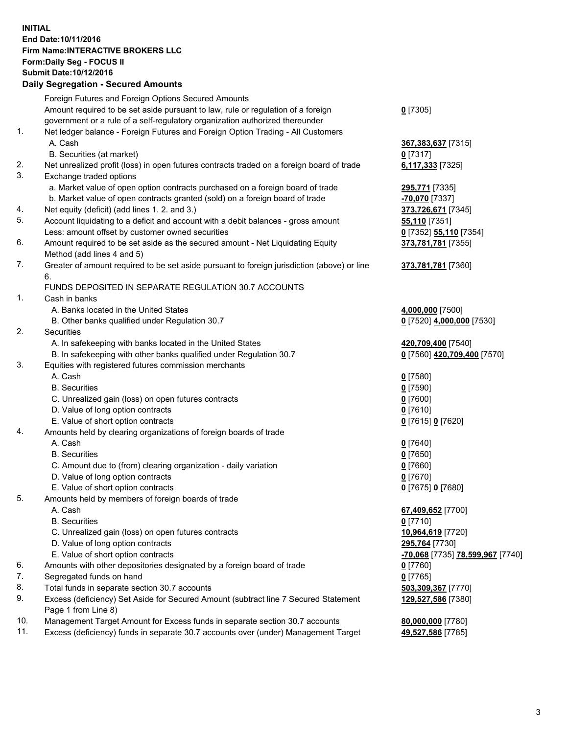**INITIAL**
**End Date:10/11/2016**
**Firm Name:INTERACTIVE BROKERS LLC**
**Form:Daily Seg - FOCUS II**
**Submit Date:10/12/2016**

## Daily Segregation - Secured Amounts

| | | |
|---|---|---|
| | Foreign Futures and Foreign Options Secured Amounts | |
| | Amount required to be set aside pursuant to law, rule or regulation of a foreign government or a rule of a self-regulatory organization authorized thereunder | 0 [7305] |
| 1. | Net ledger balance - Foreign Futures and Foreign Option Trading - All Customers | |
| | A. Cash | 367,383,637 [7315] |
| | B. Securities (at market) | 0 [7317] |
| 2. | Net unrealized profit (loss) in open futures contracts traded on a foreign board of trade | 6,117,333 [7325] |
| 3. | Exchange traded options | |
| | a. Market value of open option contracts purchased on a foreign board of trade | 295,771 [7335] |
| | b. Market value of open contracts granted (sold) on a foreign board of trade | -70,070 [7337] |
| 4. | Net equity (deficit) (add lines 1. 2. and 3.) | 373,726,671 [7345] |
| 5. | Account liquidating to a deficit and account with a debit balances - gross amount | 55,110 [7351] |
| | Less: amount offset by customer owned securities | 0 [7352] 55,110 [7354] |
| 6. | Amount required to be set aside as the secured amount - Net Liquidating Equity Method (add lines 4 and 5) | 373,781,781 [7355] |
| 7. | Greater of amount required to be set aside pursuant to foreign jurisdiction (above) or line 6. | 373,781,781 [7360] |
| | FUNDS DEPOSITED IN SEPARATE REGULATION 30.7 ACCOUNTS | |
| 1. | Cash in banks | |
| | A. Banks located in the United States | 4,000,000 [7500] |
| | B. Other banks qualified under Regulation 30.7 | 0 [7520] 4,000,000 [7530] |
| 2. | Securities | |
| | A. In safekeeping with banks located in the United States | 420,709,400 [7540] |
| | B. In safekeeping with other banks qualified under Regulation 30.7 | 0 [7560] 420,709,400 [7570] |
| 3. | Equities with registered futures commission merchants | |
| | A. Cash | 0 [7580] |
| | B. Securities | 0 [7590] |
| | C. Unrealized gain (loss) on open futures contracts | 0 [7600] |
| | D. Value of long option contracts | 0 [7610] |
| | E. Value of short option contracts | 0 [7615] 0 [7620] |
| 4. | Amounts held by clearing organizations of foreign boards of trade | |
| | A. Cash | 0 [7640] |
| | B. Securities | 0 [7650] |
| | C. Amount due to (from) clearing organization - daily variation | 0 [7660] |
| | D. Value of long option contracts | 0 [7670] |
| | E. Value of short option contracts | 0 [7675] 0 [7680] |
| 5. | Amounts held by members of foreign boards of trade | |
| | A. Cash | 67,409,652 [7700] |
| | B. Securities | 0 [7710] |
| | C. Unrealized gain (loss) on open futures contracts | 10,964,619 [7720] |
| | D. Value of long option contracts | 295,764 [7730] |
| | E. Value of short option contracts | -70,068 [7735] 78,599,967 [7740] |
| 6. | Amounts with other depositories designated by a foreign board of trade | 0 [7760] |
| 7. | Segregated funds on hand | 0 [7765] |
| 8. | Total funds in separate section 30.7 accounts | 503,309,367 [7770] |
| 9. | Excess (deficiency) Set Aside for Secured Amount (subtract line 7 Secured Statement Page 1 from Line 8) | 129,527,586 [7380] |
| 10. | Management Target Amount for Excess funds in separate section 30.7 accounts | 80,000,000 [7780] |
| 11. | Excess (deficiency) funds in separate 30.7 accounts over (under) Management Target | 49,527,586 [7785] |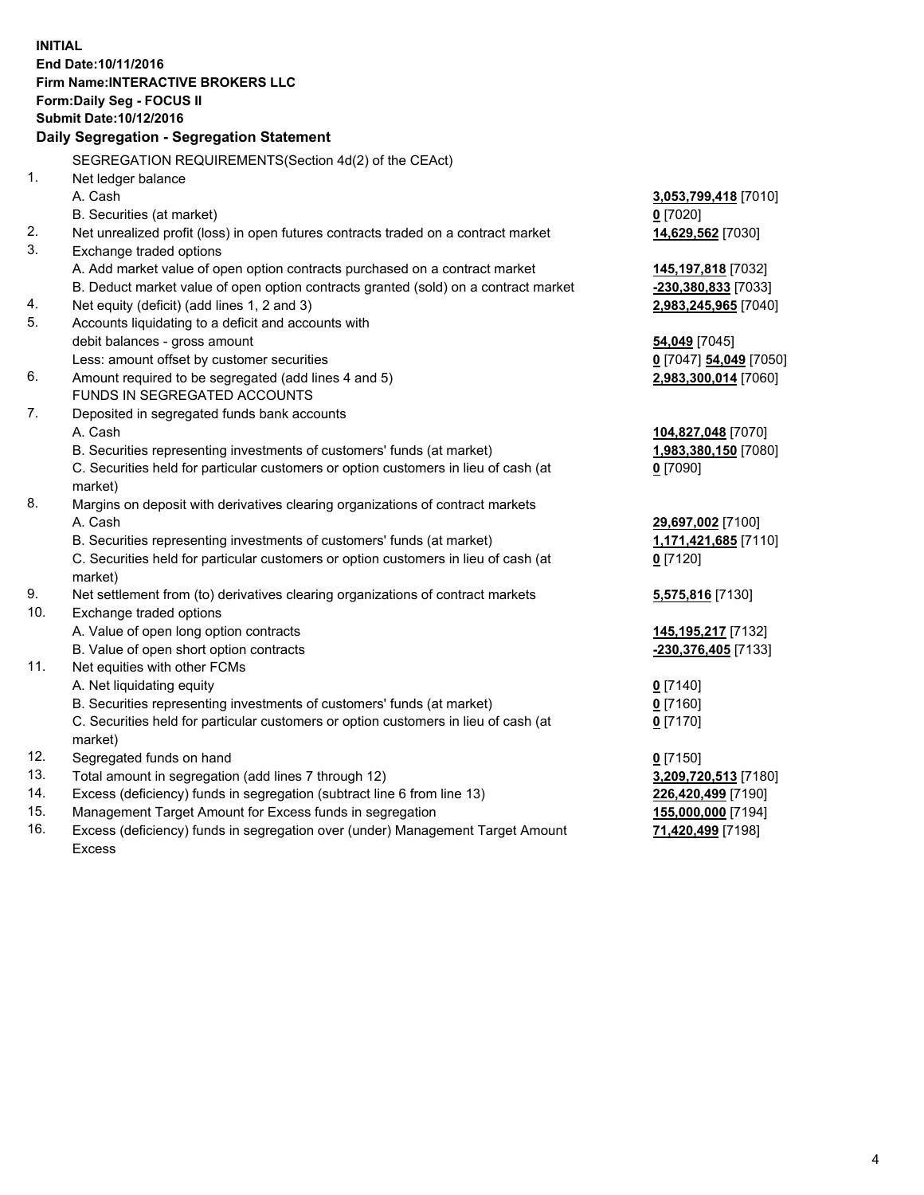**INITIAL**
**End Date:10/11/2016**
**Firm Name:INTERACTIVE BROKERS LLC**
**Form:Daily Seg - FOCUS II**
**Submit Date:10/12/2016**

**Daily Segregation - Segregation Statement**

SEGREGATION REQUIREMENTS(Section 4d(2) of the CEAct)

| | | |
|---|---|---|
| 1. | Net ledger balance | |
| | A. Cash | **3,053,799,418** [7010] |
| | B. Securities (at market) | **0** [7020] |
| 2. | Net unrealized profit (loss) in open futures contracts traded on a contract market | **14,629,562** [7030] |
| 3. | Exchange traded options | |
| | A. Add market value of open option contracts purchased on a contract market | **145,197,818** [7032] |
| | B. Deduct market value of open option contracts granted (sold) on a contract market | **-230,380,833** [7033] |
| 4. | Net equity (deficit) (add lines 1, 2 and 3) | **2,983,245,965** [7040] |
| 5. | Accounts liquidating to a deficit and accounts with | |
| | debit balances - gross amount | **54,049** [7045] |
| | Less: amount offset by customer securities | **0** [7047] **54,049** [7050] |
| 6. | Amount required to be segregated (add lines 4 and 5) | **2,983,300,014** [7060] |
| | FUNDS IN SEGREGATED ACCOUNTS | |
| 7. | Deposited in segregated funds bank accounts | |
| | A. Cash | **104,827,048** [7070] |
| | B. Securities representing investments of customers' funds (at market) | **1,983,380,150** [7080] |
| | C. Securities held for particular customers or option customers in lieu of cash (at market) | **0** [7090] |
| 8. | Margins on deposit with derivatives clearing organizations of contract markets | |
| | A. Cash | **29,697,002** [7100] |
| | B. Securities representing investments of customers' funds (at market) | **1,171,421,685** [7110] |
| | C. Securities held for particular customers or option customers in lieu of cash (at market) | **0** [7120] |
| 9. | Net settlement from (to) derivatives clearing organizations of contract markets | **5,575,816** [7130] |
| 10. | Exchange traded options | |
| | A. Value of open long option contracts | **145,195,217** [7132] |
| | B. Value of open short option contracts | **-230,376,405** [7133] |
| 11. | Net equities with other FCMs | |
| | A. Net liquidating equity | **0** [7140] |
| | B. Securities representing investments of customers' funds (at market) | **0** [7160] |
| | C. Securities held for particular customers or option customers in lieu of cash (at market) | **0** [7170] |
| 12. | Segregated funds on hand | **0** [7150] |
| 13. | Total amount in segregation (add lines 7 through 12) | **3,209,720,513** [7180] |
| 14. | Excess (deficiency) funds in segregation (subtract line 6 from line 13) | **226,420,499** [7190] |
| 15. | Management Target Amount for Excess funds in segregation | **155,000,000** [7194] |
| 16. | Excess (deficiency) funds in segregation over (under) Management Target Amount Excess | **71,420,499** [7198] |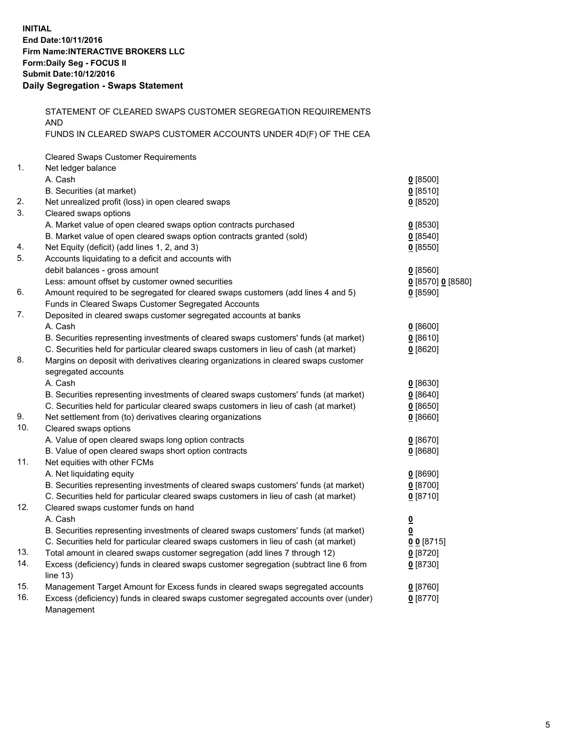**INITIAL**
**End Date:10/11/2016**
**Firm Name:INTERACTIVE BROKERS LLC**
**Form:Daily Seg - FOCUS II**
**Submit Date:10/12/2016**
**Daily Segregation - Swaps Statement**

STATEMENT OF CLEARED SWAPS CUSTOMER SEGREGATION REQUIREMENTS
AND
FUNDS IN CLEARED SWAPS CUSTOMER ACCOUNTS UNDER 4D(F) OF THE CEA

| | | |
|---|---|---|
| | Cleared Swaps Customer Requirements | |
| 1. | Net ledger balance | |
| | A. Cash | 0 [8500] |
| | B. Securities (at market) | 0 [8510] |
| 2. | Net unrealized profit (loss) in open cleared swaps | 0 [8520] |
| 3. | Cleared swaps options | |
| | A. Market value of open cleared swaps option contracts purchased | 0 [8530] |
| | B. Market value of open cleared swaps option contracts granted (sold) | 0 [8540] |
| 4. | Net Equity (deficit) (add lines 1, 2, and 3) | 0 [8550] |
| 5. | Accounts liquidating to a deficit and accounts with | |
| | debit balances - gross amount | 0 [8560] |
| | Less: amount offset by customer owned securities | 0 [8570] 0 [8580] |
| 6. | Amount required to be segregated for cleared swaps customers (add lines 4 and 5) | 0 [8590] |
| | Funds in Cleared Swaps Customer Segregated Accounts | |
| 7. | Deposited in cleared swaps customer segregated accounts at banks | |
| | A. Cash | 0 [8600] |
| | B. Securities representing investments of cleared swaps customers' funds (at market) | 0 [8610] |
| | C. Securities held for particular cleared swaps customers in lieu of cash (at market) | 0 [8620] |
| 8. | Margins on deposit with derivatives clearing organizations in cleared swaps customer segregated accounts | |
| | A. Cash | 0 [8630] |
| | B. Securities representing investments of cleared swaps customers' funds (at market) | 0 [8640] |
| | C. Securities held for particular cleared swaps customers in lieu of cash (at market) | 0 [8650] |
| 9. | Net settlement from (to) derivatives clearing organizations | 0 [8660] |
| 10. | Cleared swaps options | |
| | A. Value of open cleared swaps long option contracts | 0 [8670] |
| | B. Value of open cleared swaps short option contracts | 0 [8680] |
| 11. | Net equities with other FCMs | |
| | A. Net liquidating equity | 0 [8690] |
| | B. Securities representing investments of cleared swaps customers' funds (at market) | 0 [8700] |
| | C. Securities held for particular cleared swaps customers in lieu of cash (at market) | 0 [8710] |
| 12. | Cleared swaps customer funds on hand | |
| | A. Cash | 0 |
| | B. Securities representing investments of cleared swaps customers' funds (at market) | 0 |
| | C. Securities held for particular cleared swaps customers in lieu of cash (at market) | 0 0 [8715] |
| 13. | Total amount in cleared swaps customer segregation (add lines 7 through 12) | 0 [8720] |
| 14. | Excess (deficiency) funds in cleared swaps customer segregation (subtract line 6 from line 13) | 0 [8730] |
| 15. | Management Target Amount for Excess funds in cleared swaps segregated accounts | 0 [8760] |
| 16. | Excess (deficiency) funds in cleared swaps customer segregated accounts over (under) Management | 0 [8770] |